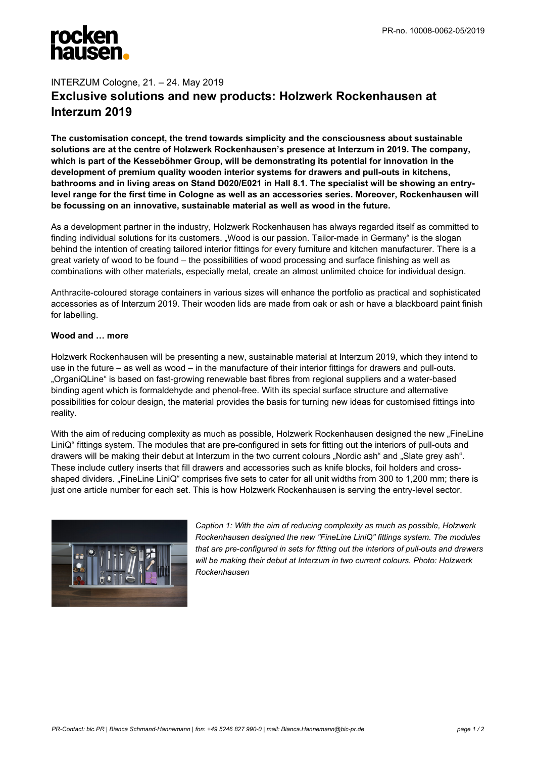INTERZUM Cologne, 21. – 24. May 2019

# Exclusive solutions and new products: Holzwerk Rockenhausen at Interzum 2019

**The customisation concept, the trend towards simplicity and the consciousness about sustainable solutions are at the centre of Holzwerk Rockenhausen's presence at Interzum in 2019. The company, which is part of the Kesseböhmer Group, will be demonstrating its potential for innovation in the development of premium quality wooden interior systems for drawers and pull-outs in kitchens, bathrooms and in living areas on Stand D020/E021 in Hall 8.1. The specialist will be showing an entry-level range for the first time in Cologne as well as an accessories series. Moreover, Rockenhausen will be focussing on an innovative, sustainable material as well as wood in the future.**

As a development partner in the industry, Holzwerk Rockenhausen has always regarded itself as committed to finding individual solutions for its customers. „Wood is our passion. Tailor-made in Germany" is the slogan behind the intention of creating tailored interior fittings for every furniture and kitchen manufacturer. There is a great variety of wood to be found – the possibilities of wood processing and surface finishing as well as combinations with other materials, especially metal, create an almost unlimited choice for individual design.

Anthracite-coloured storage containers in various sizes will enhance the portfolio as practical and sophisticated accessories as of Interzum 2019. Their wooden lids are made from oak or ash or have a blackboard paint finish for labelling.

**Wood and … more**

Holzwerk Rockenhausen will be presenting a new, sustainable material at Interzum 2019, which they intend to use in the future – as well as wood – in the manufacture of their interior fittings for drawers and pull-outs. „OrganiQLine" is based on fast-growing renewable bast fibres from regional suppliers and a water-based binding agent which is formaldehyde and phenol-free. With its special surface structure and alternative possibilities for colour design, the material provides the basis for turning new ideas for customised fittings into reality.

With the aim of reducing complexity as much as possible, Holzwerk Rockenhausen designed the new „FineLine LiniQ" fittings system. The modules that are pre-configured in sets for fitting out the interiors of pull-outs and drawers will be making their debut at Interzum in the two current colours „Nordic ash" and „Slate grey ash". These include cutlery inserts that fill drawers and accessories such as knife blocks, foil holders and cross-shaped dividers. „FineLine LiniQ" comprises five sets to cater for all unit widths from 300 to 1,200 mm; there is just one article number for each set. This is how Holzwerk Rockenhausen is serving the entry-level sector.

*Caption 1: With the aim of reducing complexity as much as possible, Holzwerk Rockenhausen designed the new "FineLine LiniQ" fittings system. The modules that are pre-configured in sets for fitting out the interiors of pull-outs and drawers will be making their debut at Interzum in two current colours. Photo: Holzwerk Rockenhausen*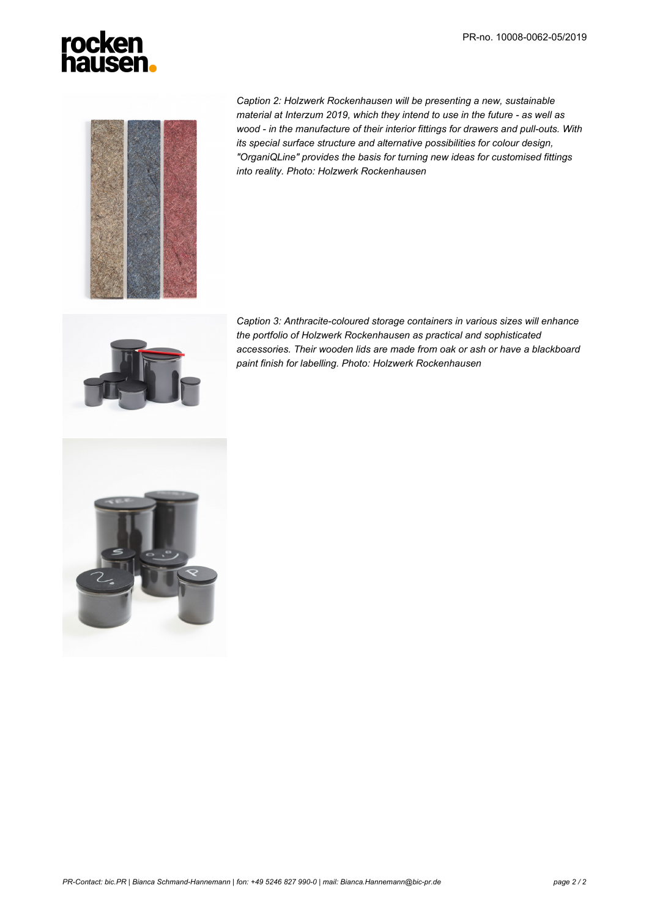*Caption 2: Holzwerk Rockenhausen will be presenting a new, sustainable material at Interzum 2019, which they intend to use in the future - as well as wood - in the manufacture of their interior fittings for drawers and pull-outs. With its special surface structure and alternative possibilities for colour design, "OrganiQLine" provides the basis for turning new ideas for customised fittings into reality. Photo: Holzwerk Rockenhausen*

*Caption 3: Anthracite-coloured storage containers in various sizes will enhance the portfolio of Holzwerk Rockenhausen as practical and sophisticated accessories. Their wooden lids are made from oak or ash or have a blackboard paint finish for labelling. Photo: Holzwerk Rockenhausen*

*PR-Contact: bic.PR | Bianca Schmand-Hannemann | fon: +49 5246 827 990-0 | mail: Bianca.Hannemann@bic-pr.de*